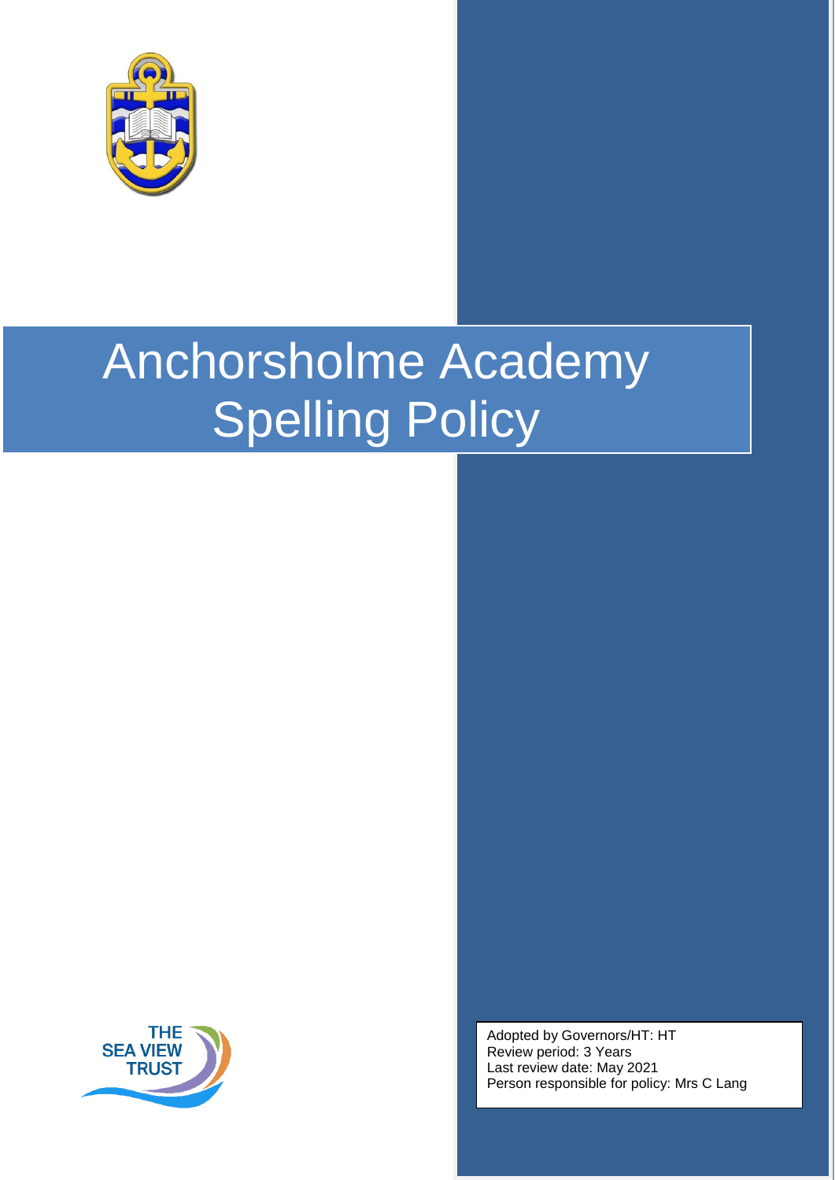# Anchorsholme Academy Spelling Policy

THE SEA VIEW TRUST

Adopted by Governors/HT: HT
Review period: 3 Years
Last review date: May 2021
Person responsible for policy: Mrs C Lang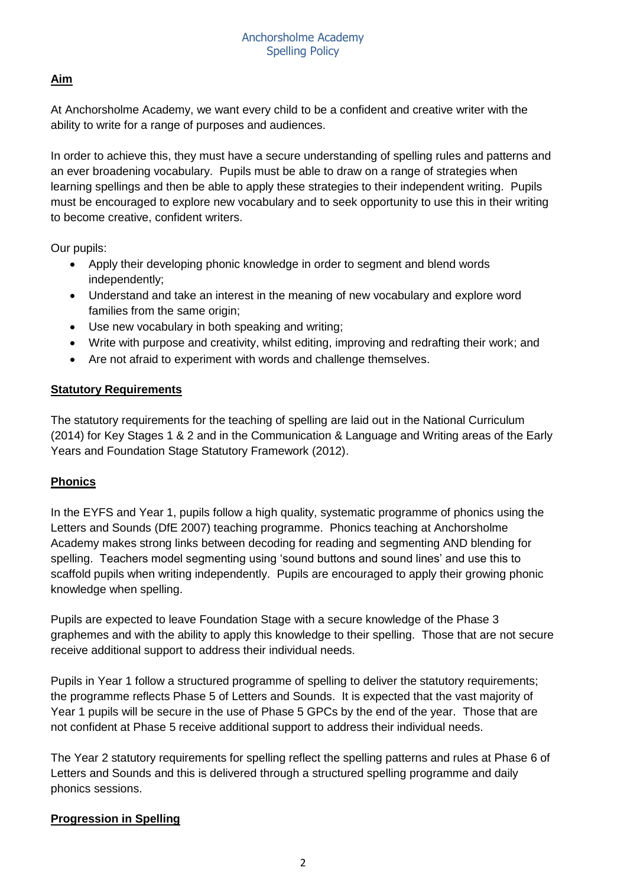## Aim

At Anchorsholme Academy, we want every child to be a confident and creative writer with the ability to write for a range of purposes and audiences.

In order to achieve this, they must have a secure understanding of spelling rules and patterns and an ever broadening vocabulary. Pupils must be able to draw on a range of strategies when learning spellings and then be able to apply these strategies to their independent writing. Pupils must be encouraged to explore new vocabulary and to seek opportunity to use this in their writing to become creative, confident writers.

Our pupils:

- Apply their developing phonic knowledge in order to segment and blend words independently;
- Understand and take an interest in the meaning of new vocabulary and explore word families from the same origin;
- Use new vocabulary in both speaking and writing;
- Write with purpose and creativity, whilst editing, improving and redrafting their work; and
- Are not afraid to experiment with words and challenge themselves.

## Statutory Requirements

The statutory requirements for the teaching of spelling are laid out in the National Curriculum (2014) for Key Stages 1 & 2 and in the Communication & Language and Writing areas of the Early Years and Foundation Stage Statutory Framework (2012).

## Phonics

In the EYFS and Year 1, pupils follow a high quality, systematic programme of phonics using the Letters and Sounds (DfE 2007) teaching programme. Phonics teaching at Anchorsholme Academy makes strong links between decoding for reading and segmenting AND blending for spelling. Teachers model segmenting using 'sound buttons and sound lines' and use this to scaffold pupils when writing independently. Pupils are encouraged to apply their growing phonic knowledge when spelling.

Pupils are expected to leave Foundation Stage with a secure knowledge of the Phase 3 graphemes and with the ability to apply this knowledge to their spelling. Those that are not secure receive additional support to address their individual needs.

Pupils in Year 1 follow a structured programme of spelling to deliver the statutory requirements; the programme reflects Phase 5 of Letters and Sounds. It is expected that the vast majority of Year 1 pupils will be secure in the use of Phase 5 GPCs by the end of the year. Those that are not confident at Phase 5 receive additional support to address their individual needs.

The Year 2 statutory requirements for spelling reflect the spelling patterns and rules at Phase 6 of Letters and Sounds and this is delivered through a structured spelling programme and daily phonics sessions.

## Progression in Spelling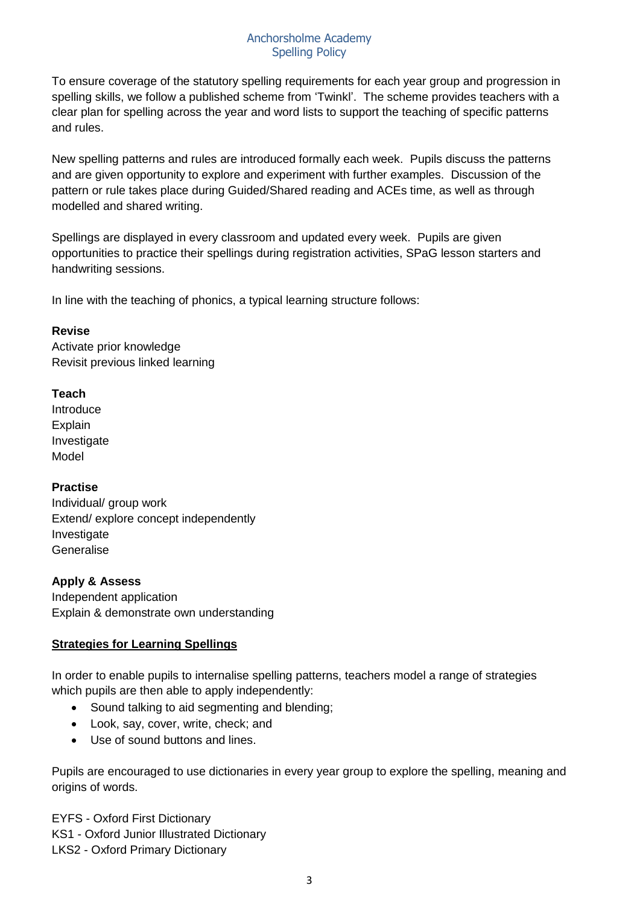Anchorsholme Academy
Spelling Policy

To ensure coverage of the statutory spelling requirements for each year group and progression in spelling skills, we follow a published scheme from 'Twinkl'. The scheme provides teachers with a clear plan for spelling across the year and word lists to support the teaching of specific patterns and rules.

New spelling patterns and rules are introduced formally each week. Pupils discuss the patterns and are given opportunity to explore and experiment with further examples. Discussion of the pattern or rule takes place during Guided/Shared reading and ACEs time, as well as through modelled and shared writing.

Spellings are displayed in every classroom and updated every week. Pupils are given opportunities to practice their spellings during registration activities, SPaG lesson starters and handwriting sessions.

In line with the teaching of phonics, a typical learning structure follows:

**Revise**
Activate prior knowledge
Revisit previous linked learning

**Teach**
Introduce
Explain
Investigate
Model

**Practise**
Individual/ group work
Extend/ explore concept independently
Investigate
Generalise

**Apply & Assess**
Independent application
Explain & demonstrate own understanding

## Strategies for Learning Spellings

In order to enable pupils to internalise spelling patterns, teachers model a range of strategies which pupils are then able to apply independently:

- Sound talking to aid segmenting and blending;
- Look, say, cover, write, check; and
- Use of sound buttons and lines.

Pupils are encouraged to use dictionaries in every year group to explore the spelling, meaning and origins of words.

EYFS - Oxford First Dictionary
KS1 - Oxford Junior Illustrated Dictionary
LKS2 - Oxford Primary Dictionary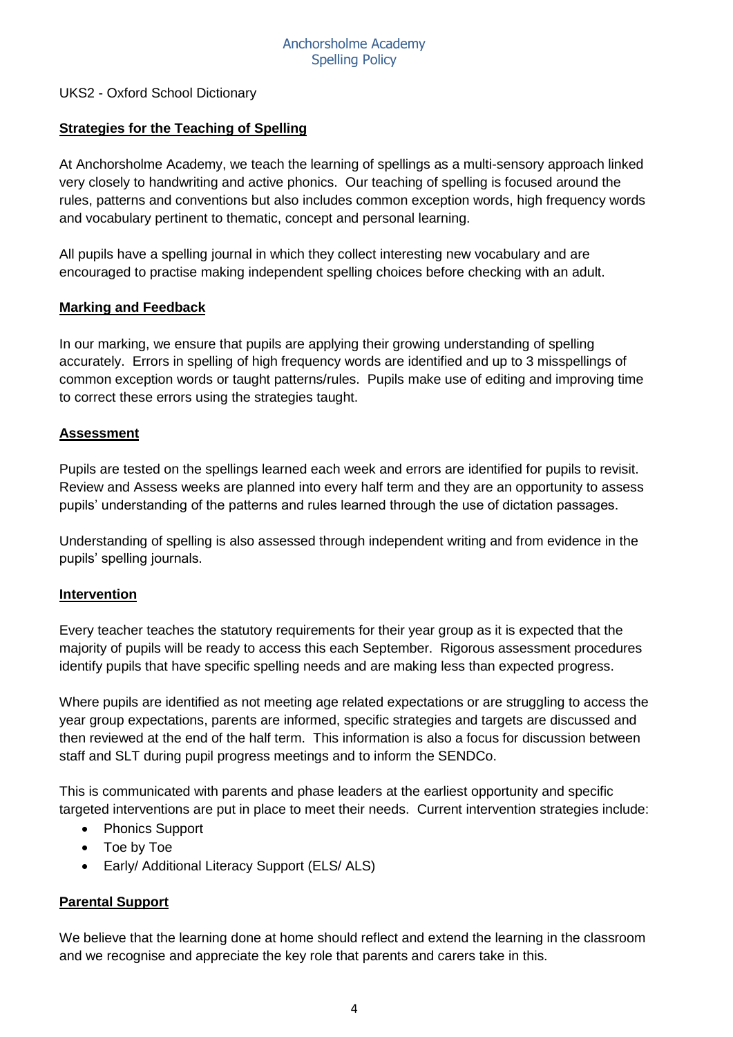UKS2 - Oxford School Dictionary

## Strategies for the Teaching of Spelling

At Anchorsholme Academy, we teach the learning of spellings as a multi-sensory approach linked very closely to handwriting and active phonics. Our teaching of spelling is focused around the rules, patterns and conventions but also includes common exception words, high frequency words and vocabulary pertinent to thematic, concept and personal learning.

All pupils have a spelling journal in which they collect interesting new vocabulary and are encouraged to practise making independent spelling choices before checking with an adult.

## Marking and Feedback

In our marking, we ensure that pupils are applying their growing understanding of spelling accurately. Errors in spelling of high frequency words are identified and up to 3 misspellings of common exception words or taught patterns/rules. Pupils make use of editing and improving time to correct these errors using the strategies taught.

## Assessment

Pupils are tested on the spellings learned each week and errors are identified for pupils to revisit. Review and Assess weeks are planned into every half term and they are an opportunity to assess pupils' understanding of the patterns and rules learned through the use of dictation passages.

Understanding of spelling is also assessed through independent writing and from evidence in the pupils' spelling journals.

## Intervention

Every teacher teaches the statutory requirements for their year group as it is expected that the majority of pupils will be ready to access this each September. Rigorous assessment procedures identify pupils that have specific spelling needs and are making less than expected progress.

Where pupils are identified as not meeting age related expectations or are struggling to access the year group expectations, parents are informed, specific strategies and targets are discussed and then reviewed at the end of the half term. This information is also a focus for discussion between staff and SLT during pupil progress meetings and to inform the SENDCo.

This is communicated with parents and phase leaders at the earliest opportunity and specific targeted interventions are put in place to meet their needs. Current intervention strategies include:

- Phonics Support
- Toe by Toe
- Early/ Additional Literacy Support (ELS/ ALS)

## Parental Support

We believe that the learning done at home should reflect and extend the learning in the classroom and we recognise and appreciate the key role that parents and carers take in this.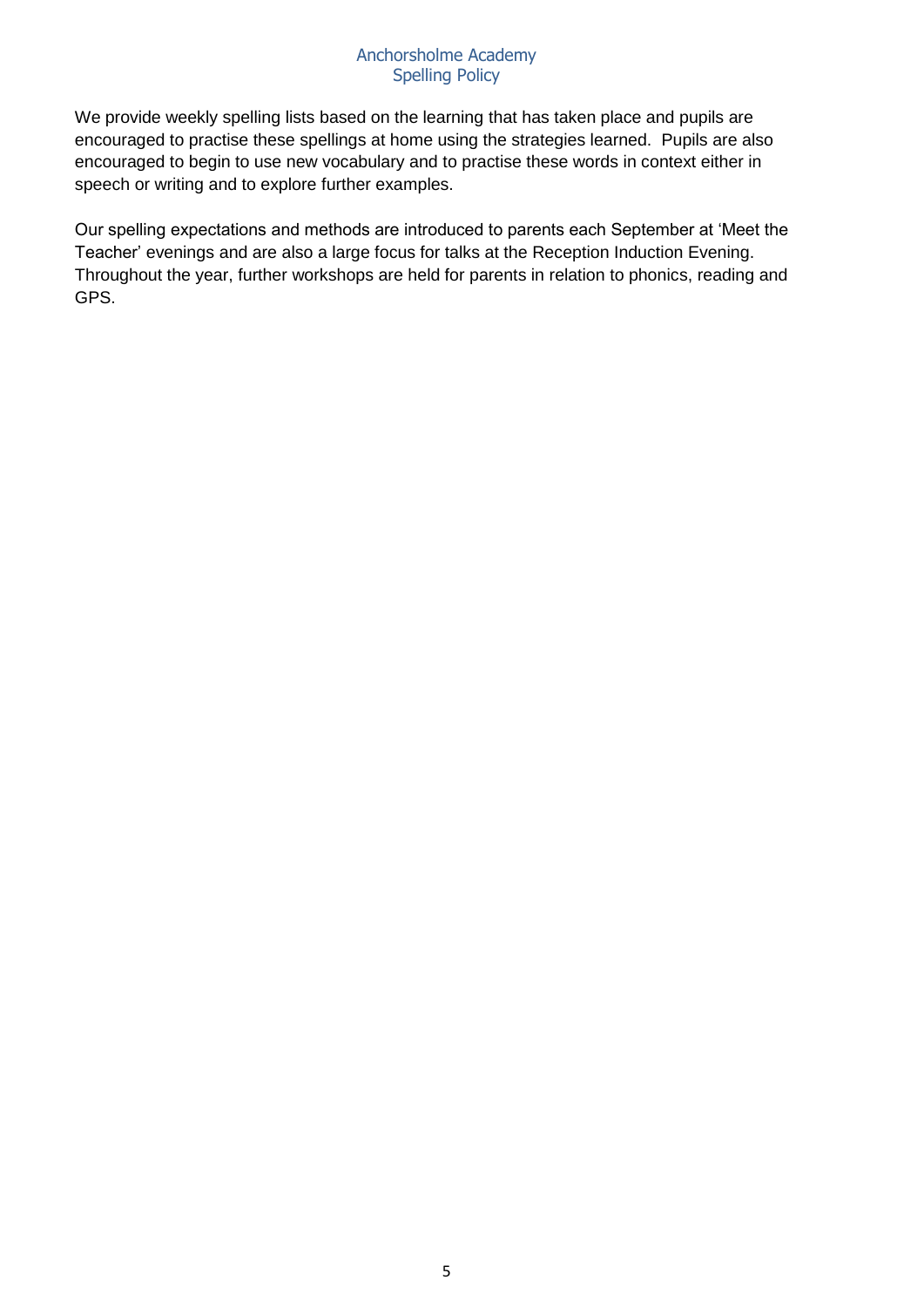We provide weekly spelling lists based on the learning that has taken place and pupils are encouraged to practise these spellings at home using the strategies learned. Pupils are also encouraged to begin to use new vocabulary and to practise these words in context either in speech or writing and to explore further examples.

Our spelling expectations and methods are introduced to parents each September at 'Meet the Teacher' evenings and are also a large focus for talks at the Reception Induction Evening. Throughout the year, further workshops are held for parents in relation to phonics, reading and GPS.